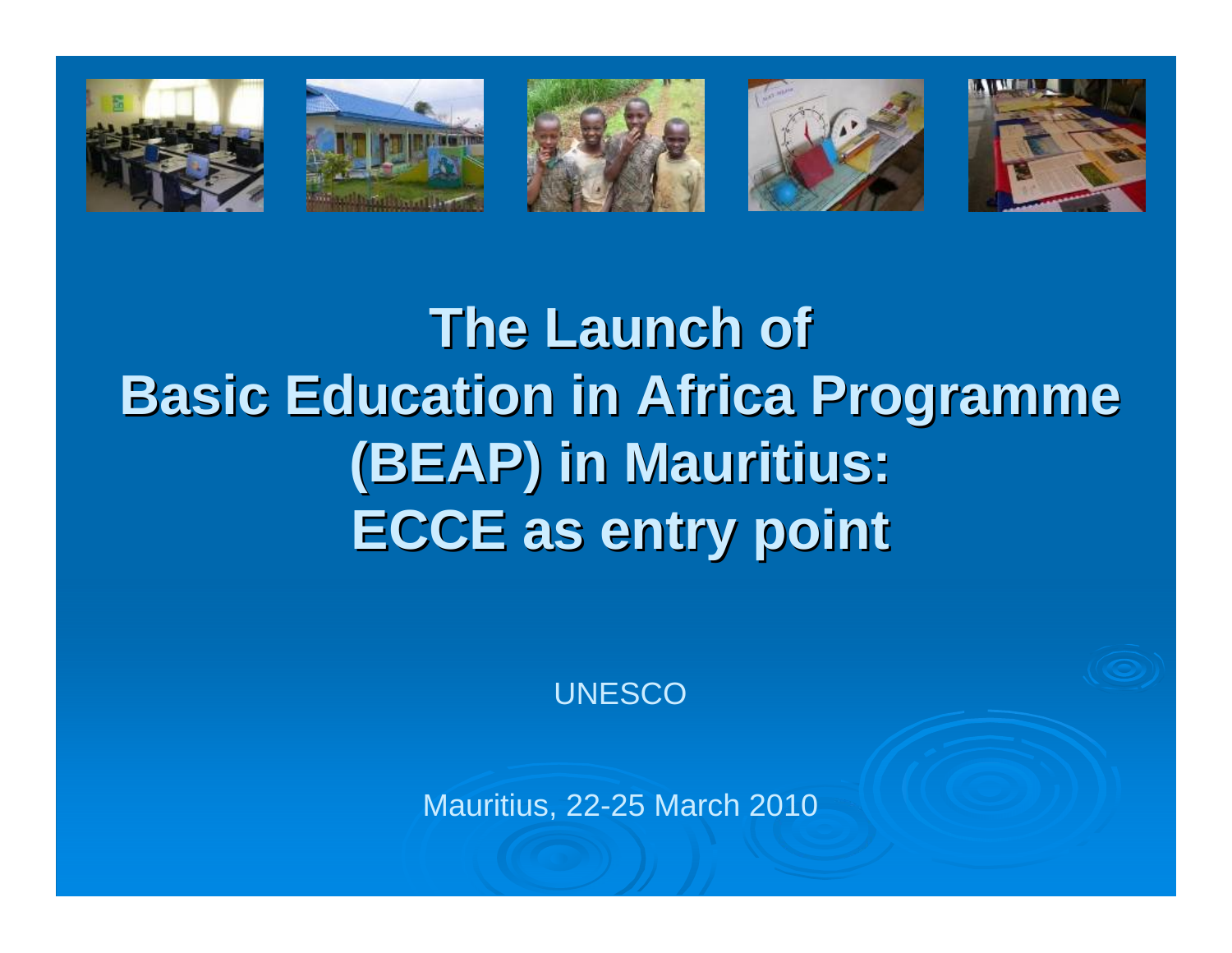# The Launch of Basic Education in Africa Programme (BEAP) in Mauritius: ECCE as entry point

UNESCO

Mauritius, 22-25 March 2010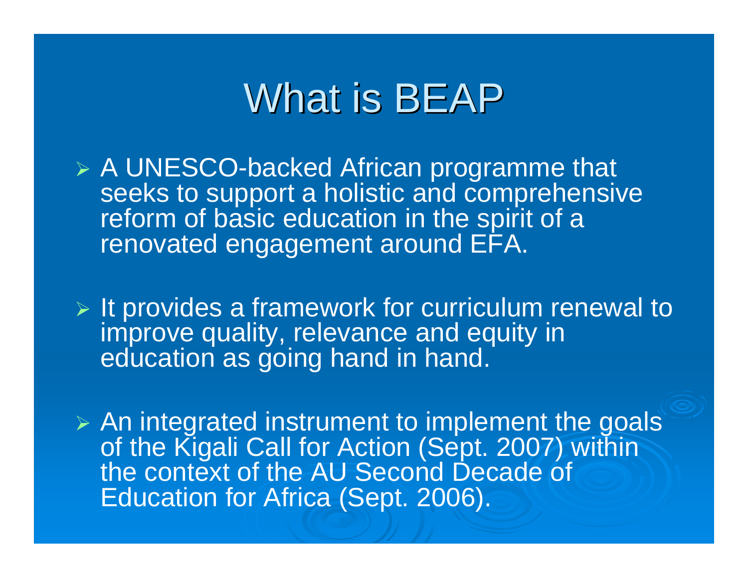# What is BEAP

- A UNESCO-backed African programme that seeks to support a holistic and comprehensive reform of basic education in the spirit of a renovated engagement around EFA.

- It provides a framework for curriculum renewal to improve quality, relevance and equity in education as going hand in hand.

- An integrated instrument to implement the goals of the Kigali Call for Action (Sept. 2007) within the context of the AU Second Decade of Education for Africa (Sept. 2006).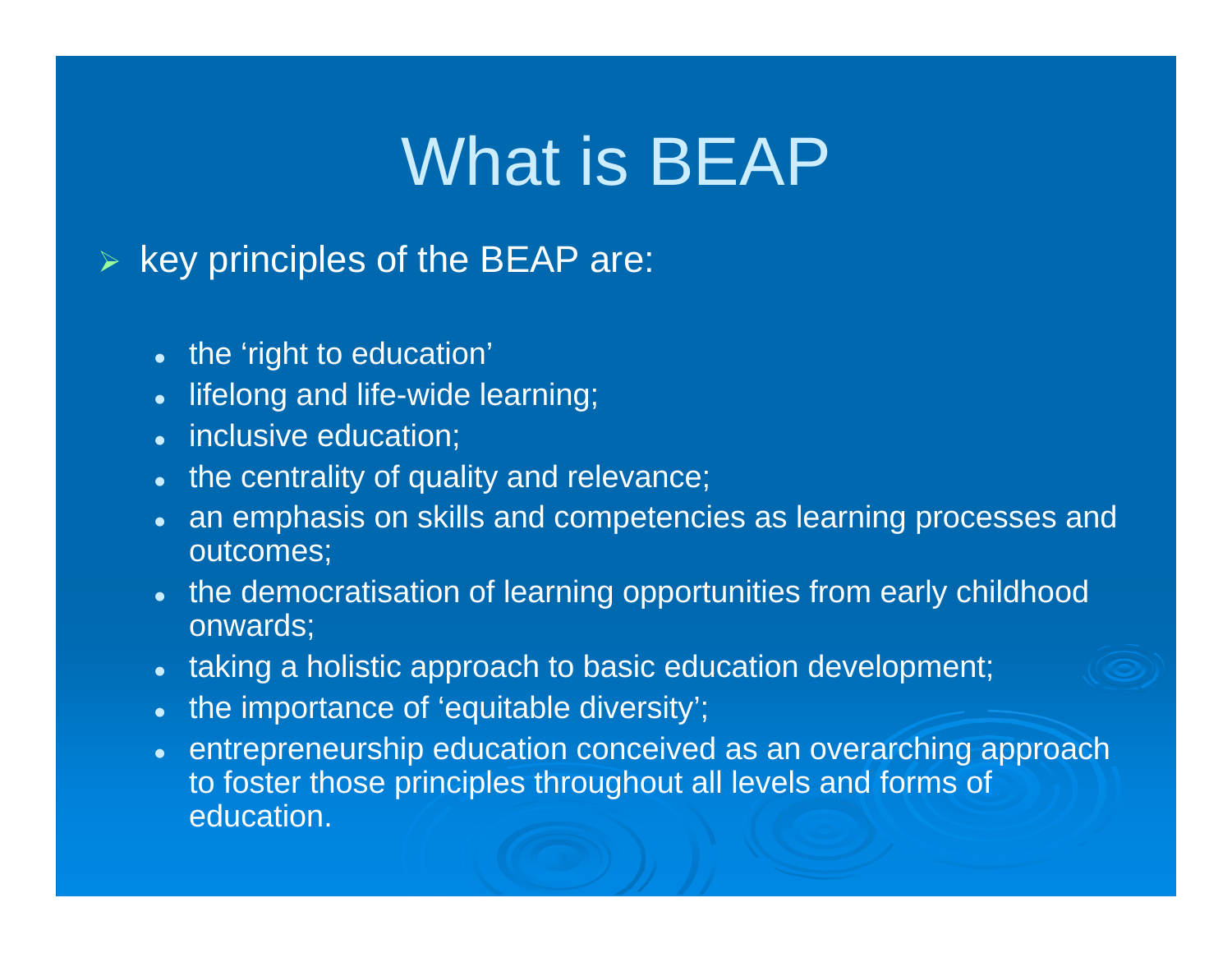# What is BEAP

- key principles of the BEAP are:
  - the ‘right to education’
  - lifelong and life-wide learning;
  - inclusive education;
  - the centrality of quality and relevance;
  - an emphasis on skills and competencies as learning processes and outcomes;
  - the democratisation of learning opportunities from early childhood onwards;
  - taking a holistic approach to basic education development;
  - the importance of ‘equitable diversity’;
  - entrepreneurship education conceived as an overarching approach to foster those principles throughout all levels and forms of education.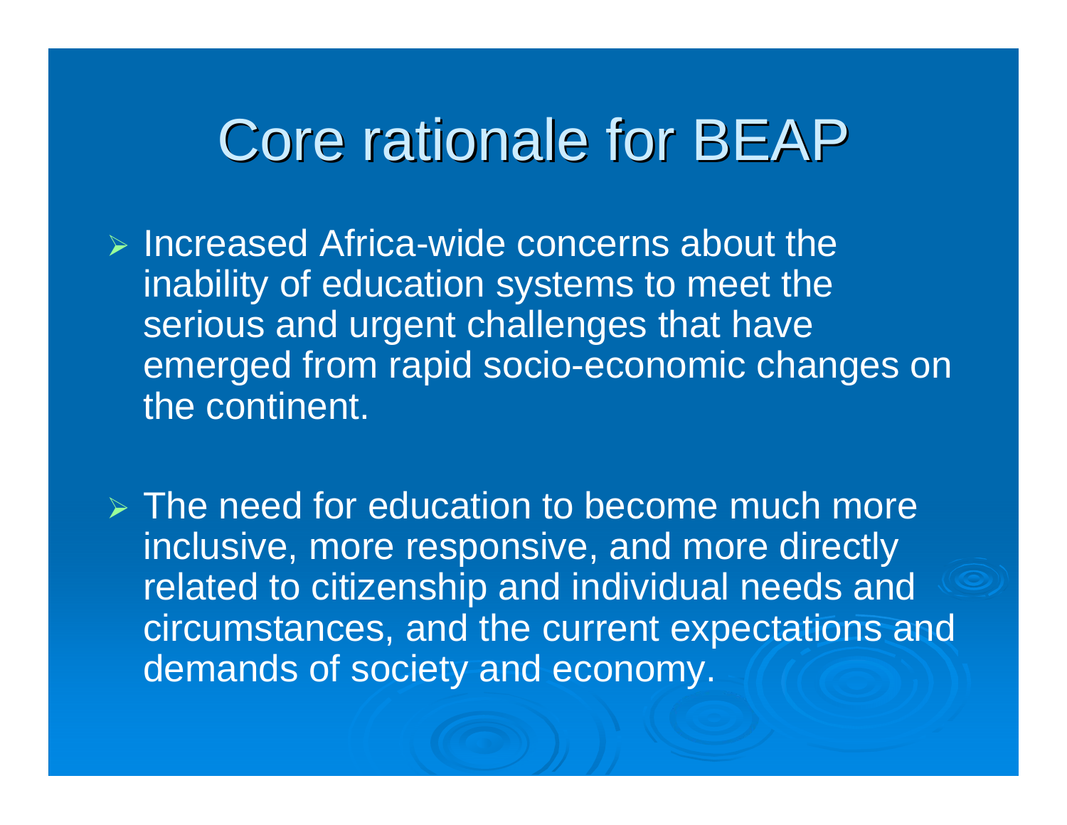# Core rationale for BEAP

- Increased Africa-wide concerns about the inability of education systems to meet the serious and urgent challenges that have emerged from rapid socio-economic changes on the continent.

- The need for education to become much more inclusive, more responsive, and more directly related to citizenship and individual needs and circumstances, and the current expectations and demands of society and economy.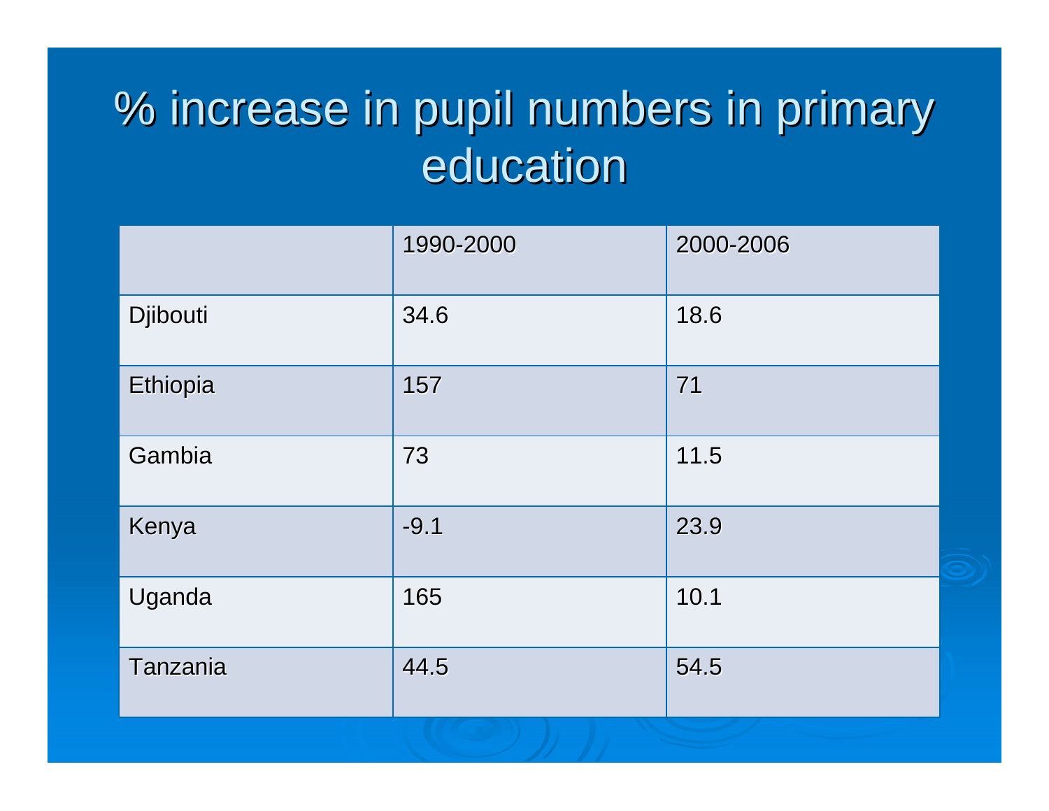# % increase in pupil numbers in primary education

| | 1990-2000 | 2000-2006 |
|---|---|---|
| Djibouti | 34.6 | 18.6 |
| Ethiopia | 157 | 71 |
| Gambia | 73 | 11.5 |
| Kenya | -9.1 | 23.9 |
| Uganda | 165 | 10.1 |
| Tanzania | 44.5 | 54.5 |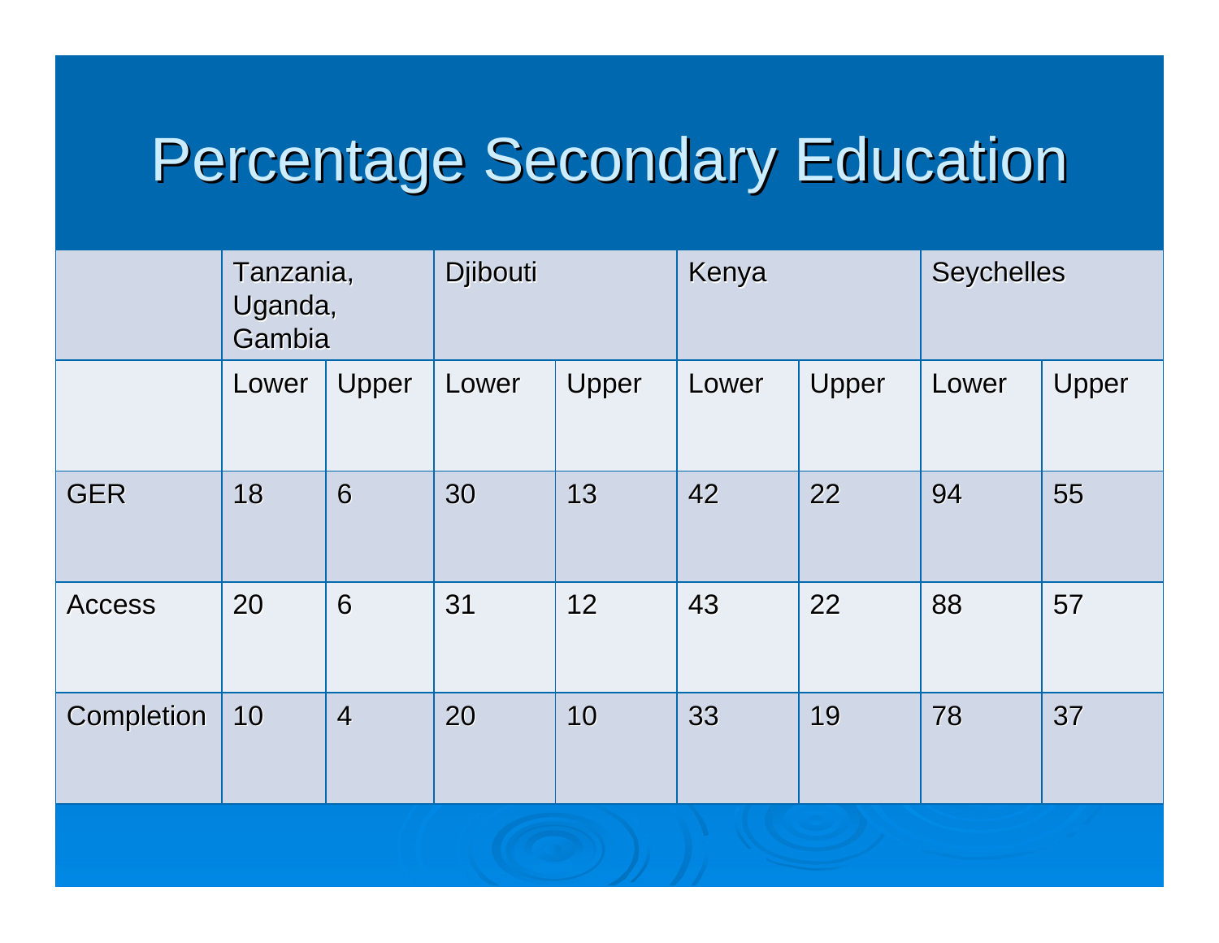# Percentage Secondary Education

| | Tanzania, Uganda, Gambia | | Djibouti | | Kenya | | Seychelles | |
|---|---|---|---|---|---|---|---|---|
| | Lower | Upper | Lower | Upper | Lower | Upper | Lower | Upper |
| GER | 18 | 6 | 30 | 13 | 42 | 22 | 94 | 55 |
| Access | 20 | 6 | 31 | 12 | 43 | 22 | 88 | 57 |
| Completion | 10 | 4 | 20 | 10 | 33 | 19 | 78 | 37 |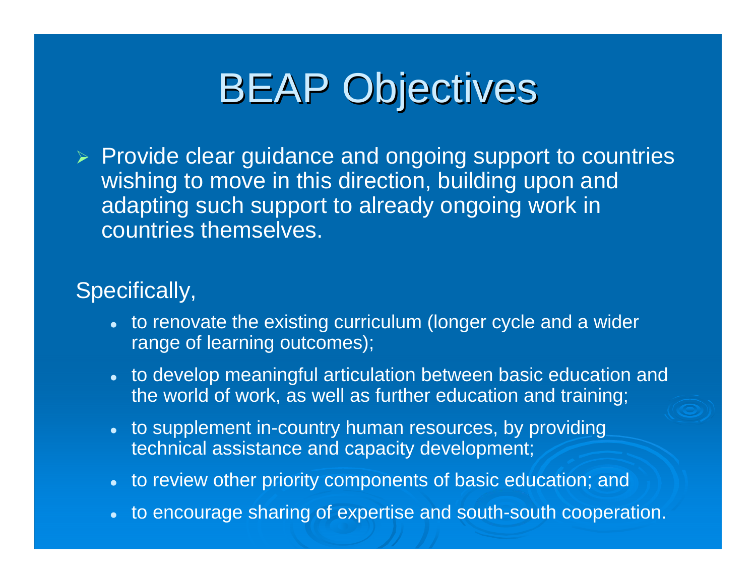# BEAP Objectives

- Provide clear guidance and ongoing support to countries wishing to move in this direction, building upon and adapting such support to already ongoing work in countries themselves.

Specifically,

- to renovate the existing curriculum (longer cycle and a wider range of learning outcomes);
- to develop meaningful articulation between basic education and the world of work, as well as further education and training;
- to supplement in-country human resources, by providing technical assistance and capacity development;
- to review other priority components of basic education; and
- to encourage sharing of expertise and south-south cooperation.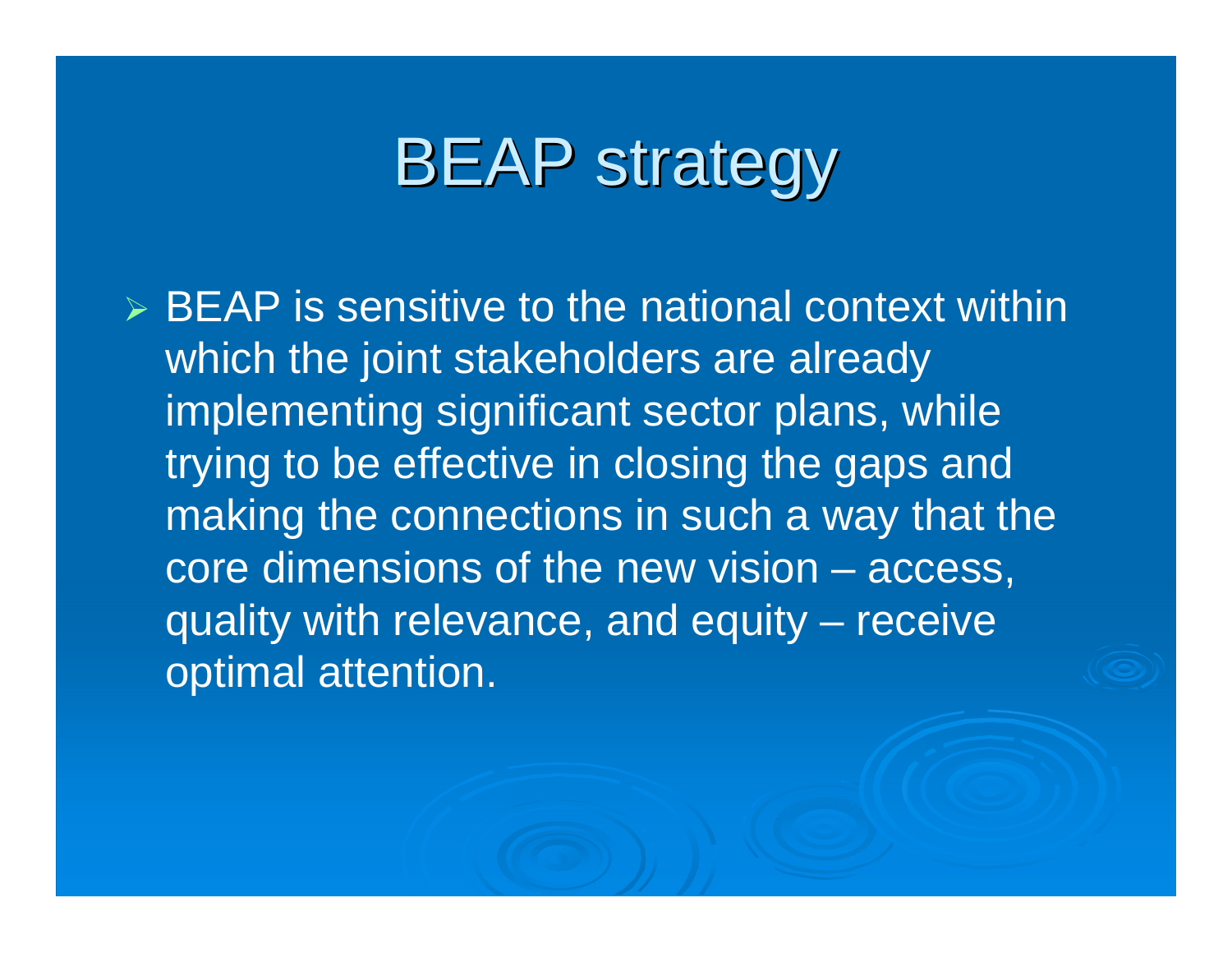# BEAP strategy

- BEAP is sensitive to the national context within which the joint stakeholders are already implementing significant sector plans, while trying to be effective in closing the gaps and making the connections in such a way that the core dimensions of the new vision – access, quality with relevance, and equity – receive optimal attention.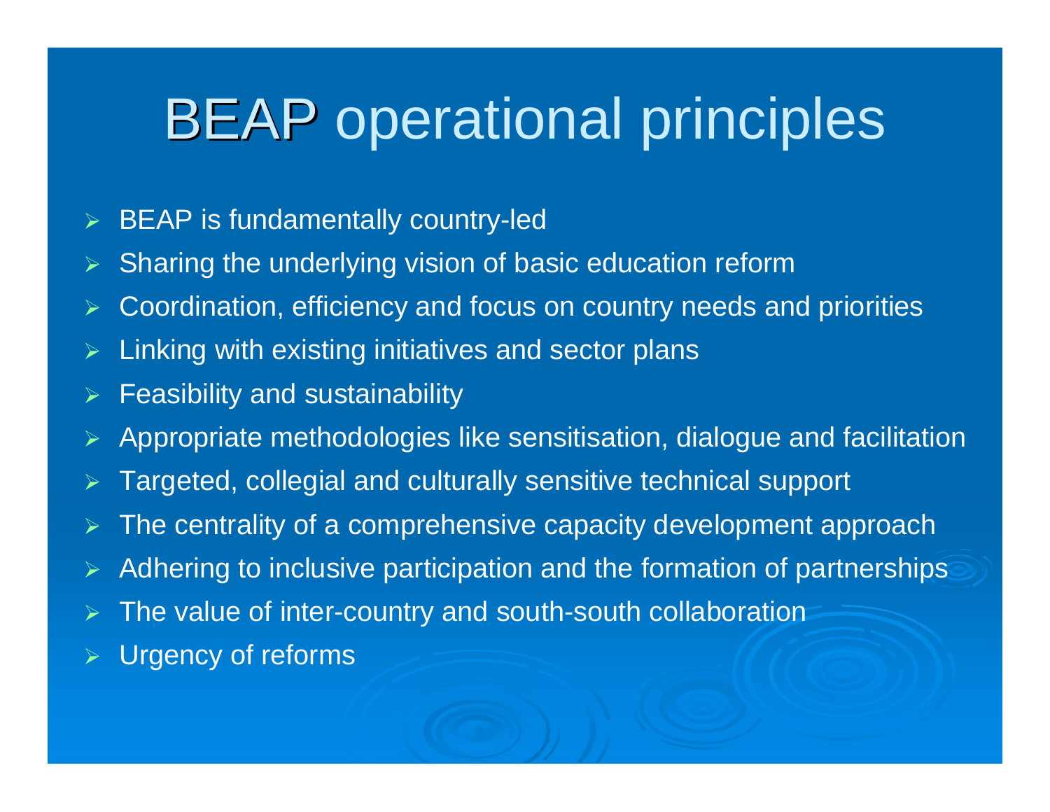# BEAP operational principles

- BEAP is fundamentally country-led
- Sharing the underlying vision of basic education reform
- Coordination, efficiency and focus on country needs and priorities
- Linking with existing initiatives and sector plans
- Feasibility and sustainability
- Appropriate methodologies like sensitisation, dialogue and facilitation
- Targeted, collegial and culturally sensitive technical support
- The centrality of a comprehensive capacity development approach
- Adhering to inclusive participation and the formation of partnerships
- The value of inter-country and south-south collaboration
- Urgency of reforms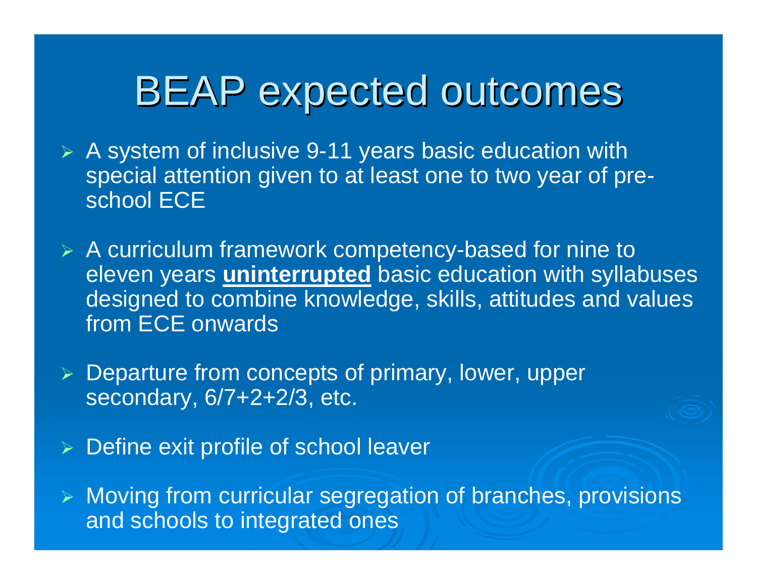# BEAP expected outcomes

- A system of inclusive 9-11 years basic education with special attention given to at least one to two year of pre-school ECE
- A curriculum framework competency-based for nine to eleven years **uninterrupted** basic education with syllabuses designed to combine knowledge, skills, attitudes and values from ECE onwards
- Departure from concepts of primary, lower, upper secondary, 6/7+2+2/3, etc.
- Define exit profile of school leaver
- Moving from curricular segregation of branches, provisions and schools to integrated ones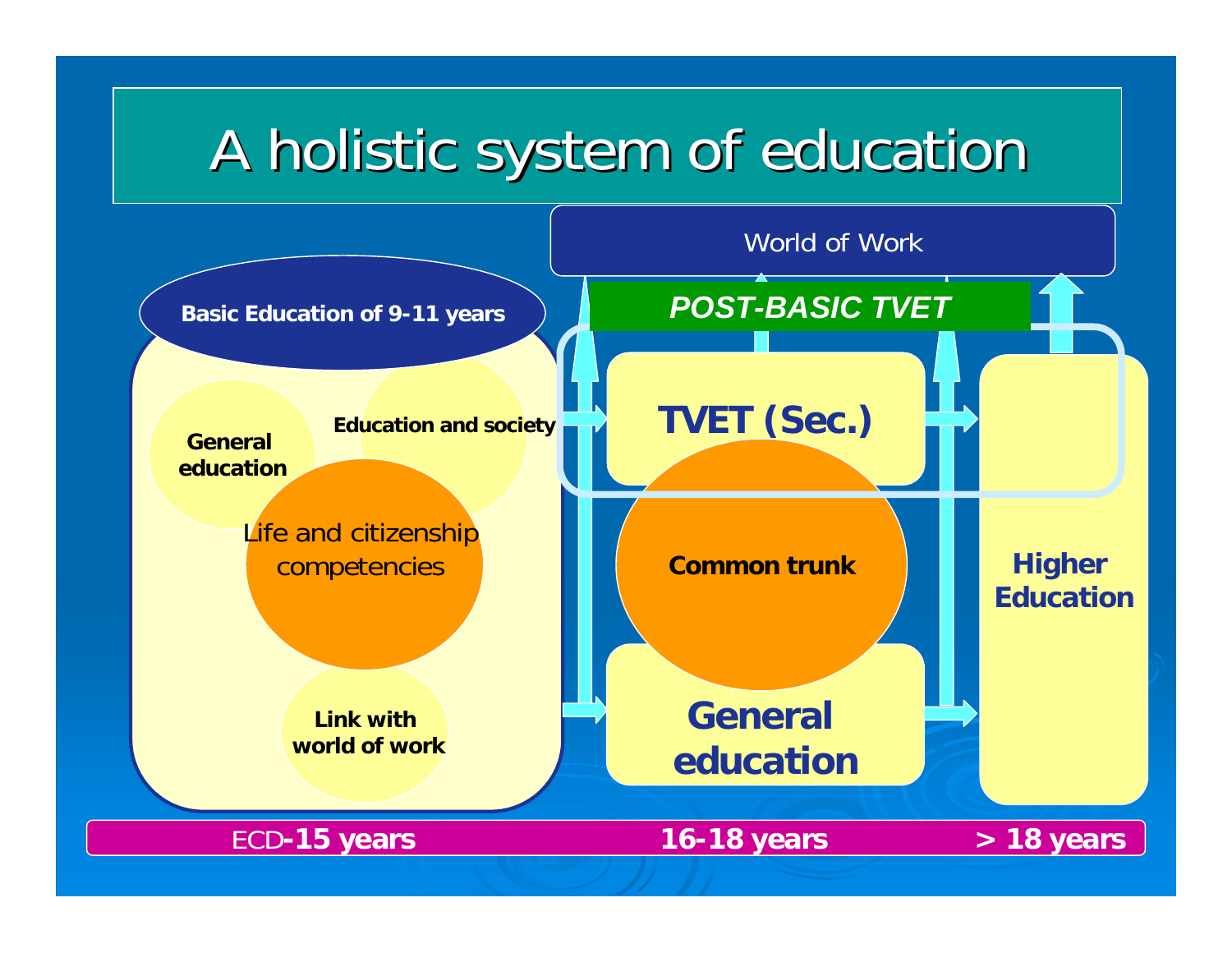# A holistic system of education

World of Work

*POST-BASIC TVET*

**Basic Education of 9-11 years**

**General education**

**Education and society**

Life and citizenship competencies

**Link with world of work**

**TVET (Sec.)**

**Common trunk**

**General education**

**Higher Education**

ECD**-15 years** | **16-18 years** | **> 18 years**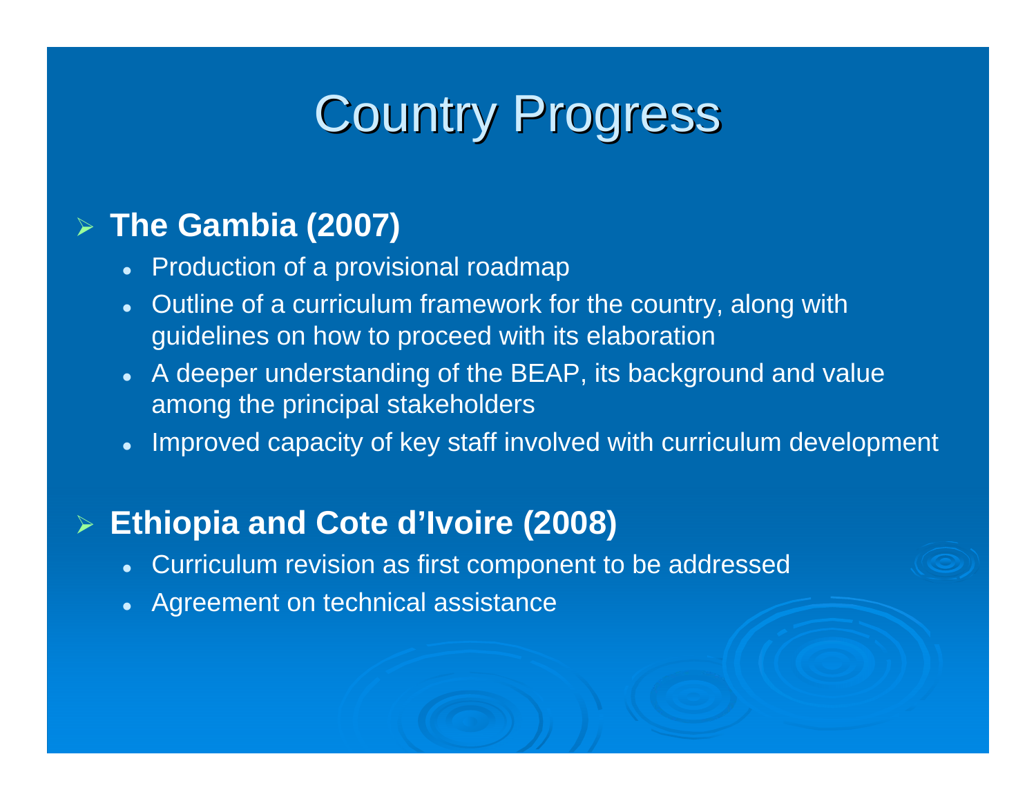# Country Progress

- **The Gambia (2007)**
  - Production of a provisional roadmap
  - Outline of a curriculum framework for the country, along with guidelines on how to proceed with its elaboration
  - A deeper understanding of the BEAP, its background and value among the principal stakeholders
  - Improved capacity of key staff involved with curriculum development

- **Ethiopia and Cote d'Ivoire (2008)**
  - Curriculum revision as first component to be addressed
  - Agreement on technical assistance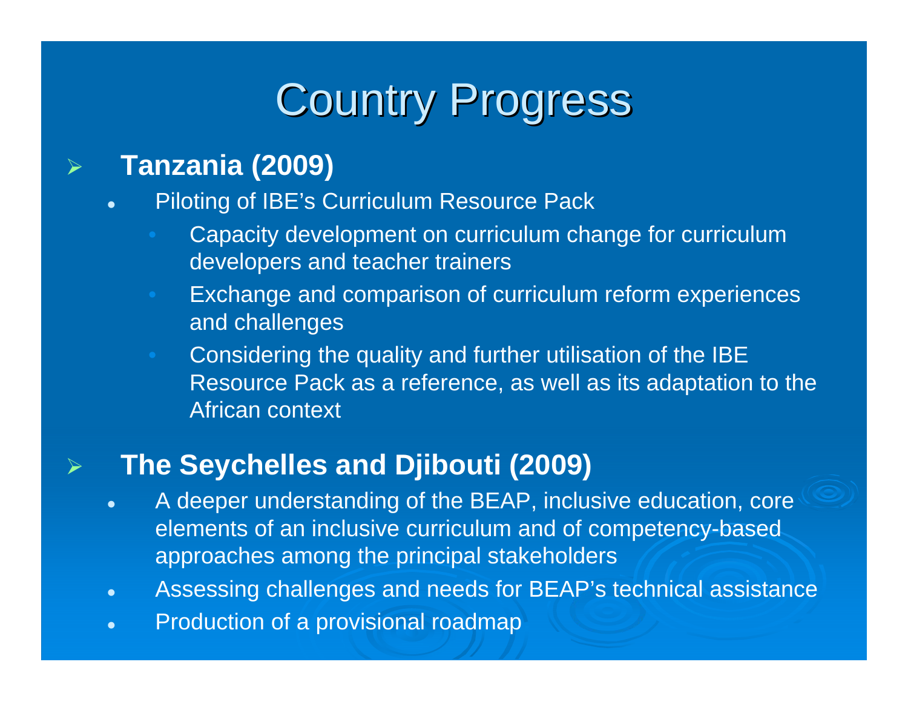# Country Progress

- **Tanzania (2009)**
  - Piloting of IBE's Curriculum Resource Pack
    - Capacity development on curriculum change for curriculum developers and teacher trainers
    - Exchange and comparison of curriculum reform experiences and challenges
    - Considering the quality and further utilisation of the IBE Resource Pack as a reference, as well as its adaptation to the African context

- **The Seychelles and Djibouti (2009)**
  - A deeper understanding of the BEAP, inclusive education, core elements of an inclusive curriculum and of competency-based approaches among the principal stakeholders
  - Assessing challenges and needs for BEAP's technical assistance
  - Production of a provisional roadmap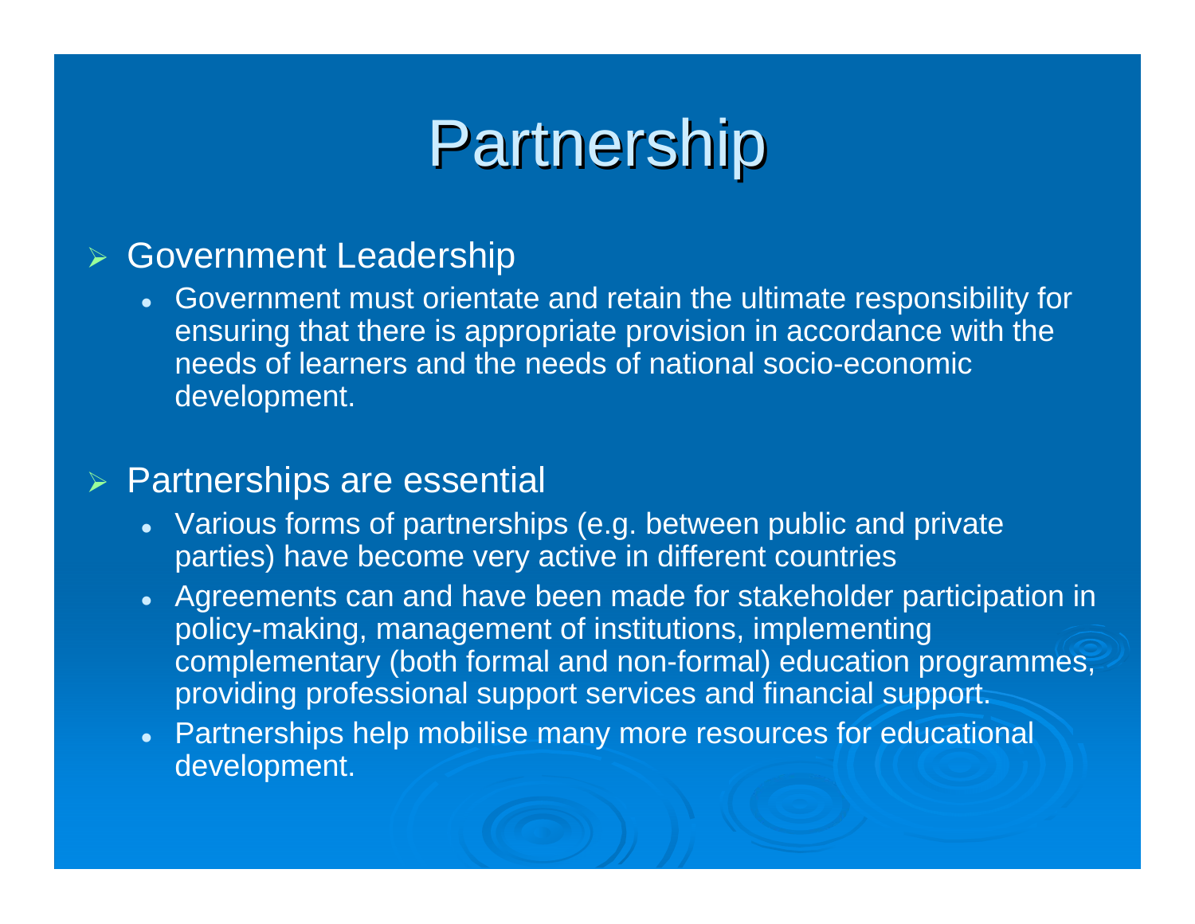# Partnership

- Government Leadership
  - Government must orientate and retain the ultimate responsibility for ensuring that there is appropriate provision in accordance with the needs of learners and the needs of national socio-economic development.

- Partnerships are essential
  - Various forms of partnerships (e.g. between public and private parties) have become very active in different countries
  - Agreements can and have been made for stakeholder participation in policy-making, management of institutions, implementing complementary (both formal and non-formal) education programmes, providing professional support services and financial support.
  - Partnerships help mobilise many more resources for educational development.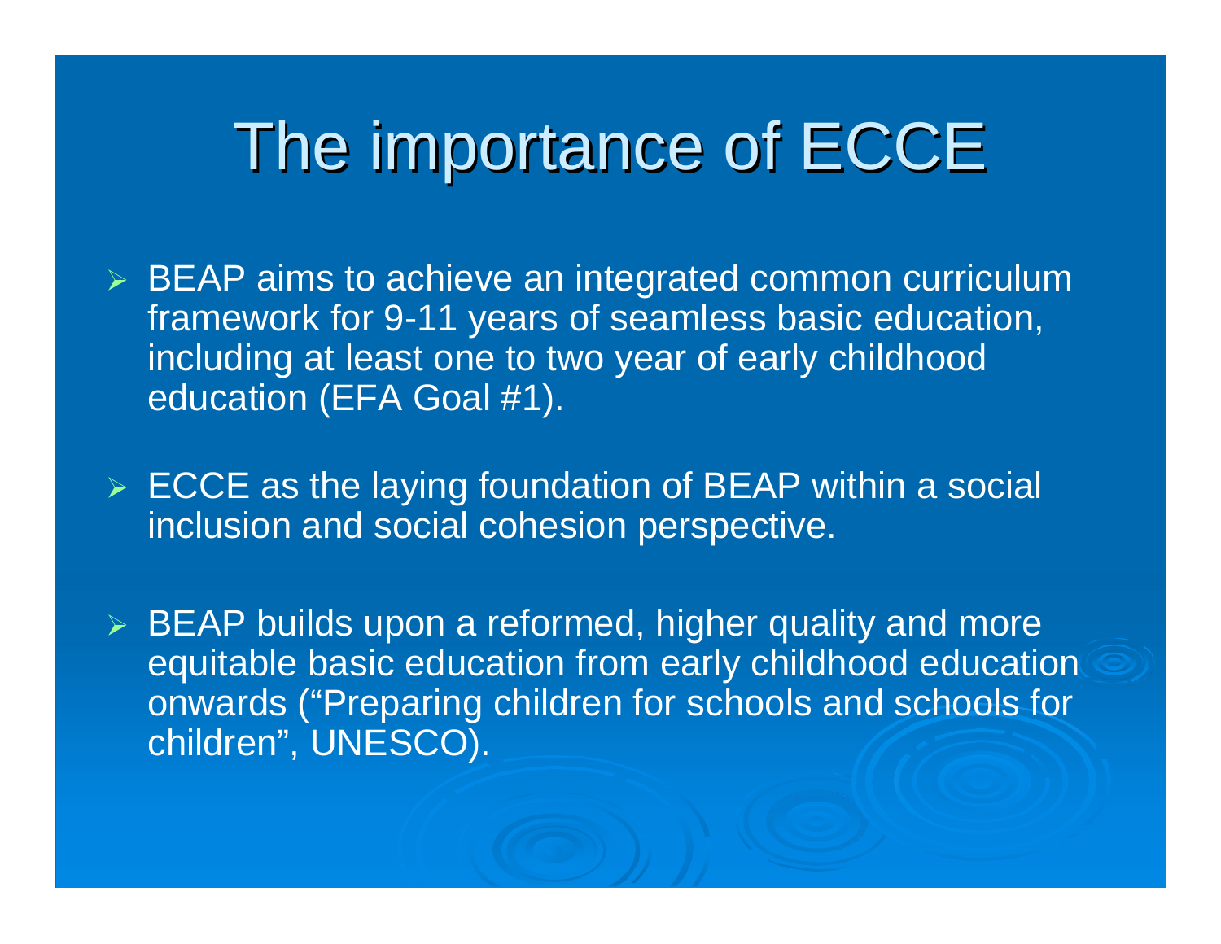# The importance of ECCE

- BEAP aims to achieve an integrated common curriculum framework for 9-11 years of seamless basic education, including at least one to two year of early childhood education (EFA Goal #1).
- ECCE as the laying foundation of BEAP within a social inclusion and social cohesion perspective.
- BEAP builds upon a reformed, higher quality and more equitable basic education from early childhood education onwards (“Preparing children for schools and schools for children”, UNESCO).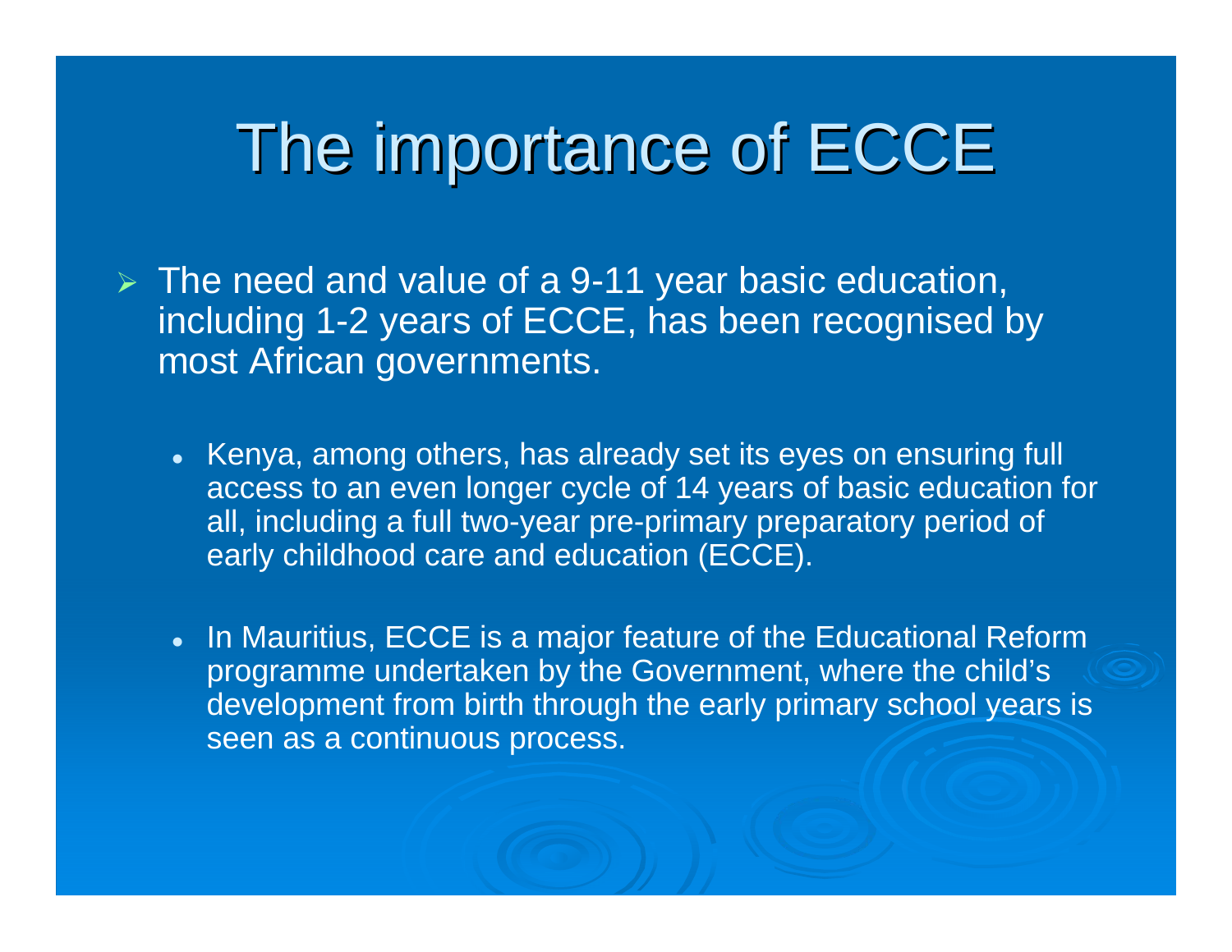# The importance of ECCE

- The need and value of a 9-11 year basic education, including 1-2 years of ECCE, has been recognised by most African governments.

  - Kenya, among others, has already set its eyes on ensuring full access to an even longer cycle of 14 years of basic education for all, including a full two-year pre-primary preparatory period of early childhood care and education (ECCE).

  - In Mauritius, ECCE is a major feature of the Educational Reform programme undertaken by the Government, where the child's development from birth through the early primary school years is seen as a continuous process.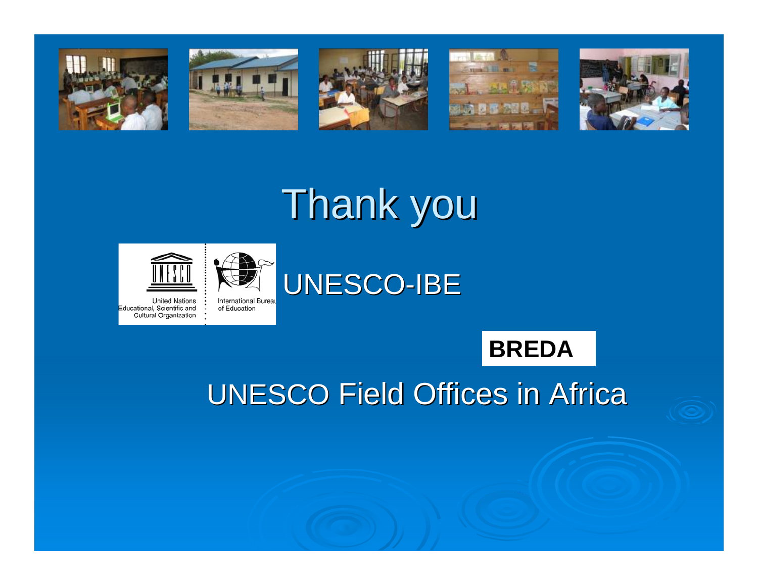# Thank you

UNESCO-IBE

BREDA

UNESCO Field Offices in Africa